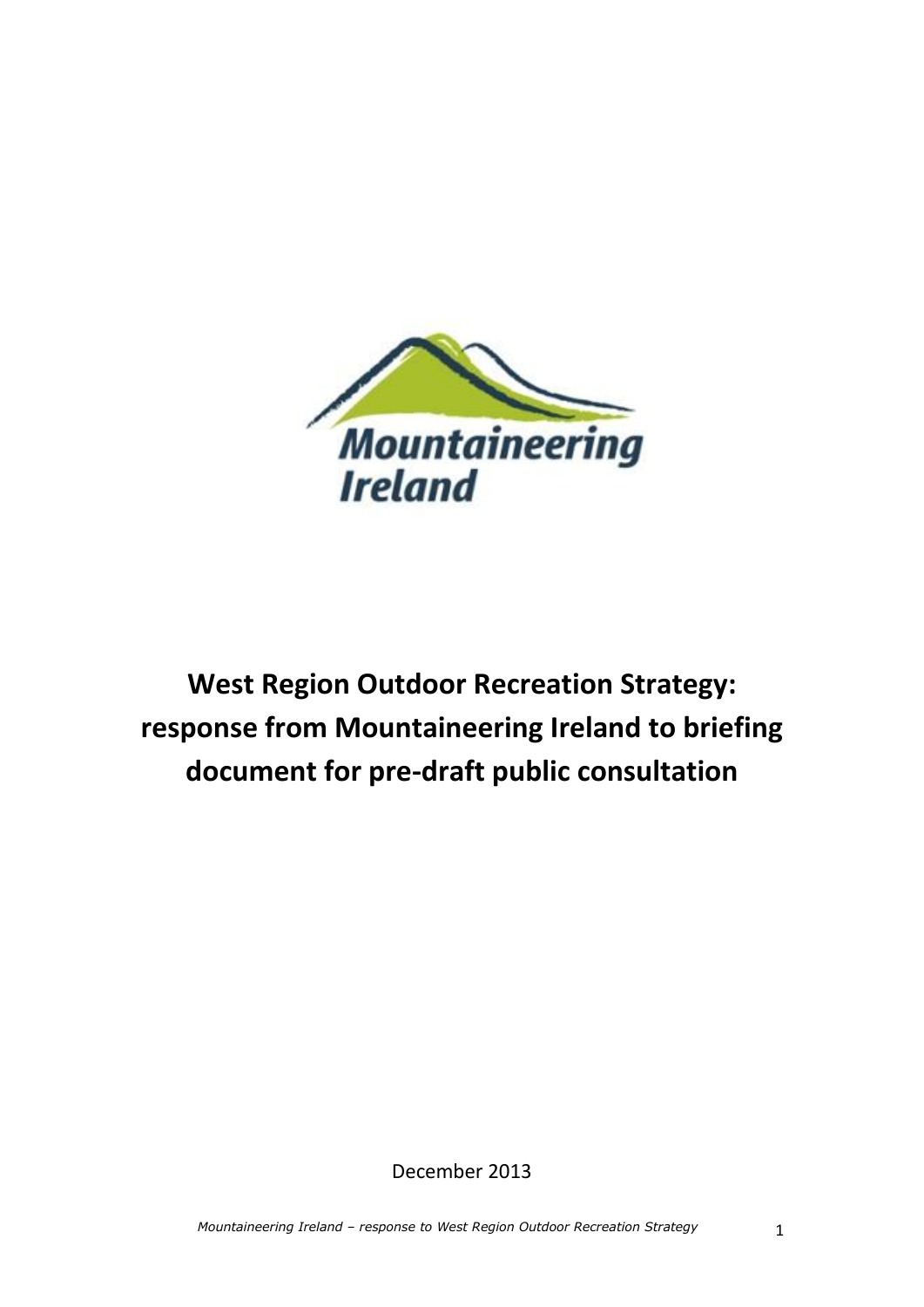Mountaineering Ireland

# West Region Outdoor Recreation Strategy: response from Mountaineering Ireland to briefing document for pre-draft public consultation

December 2013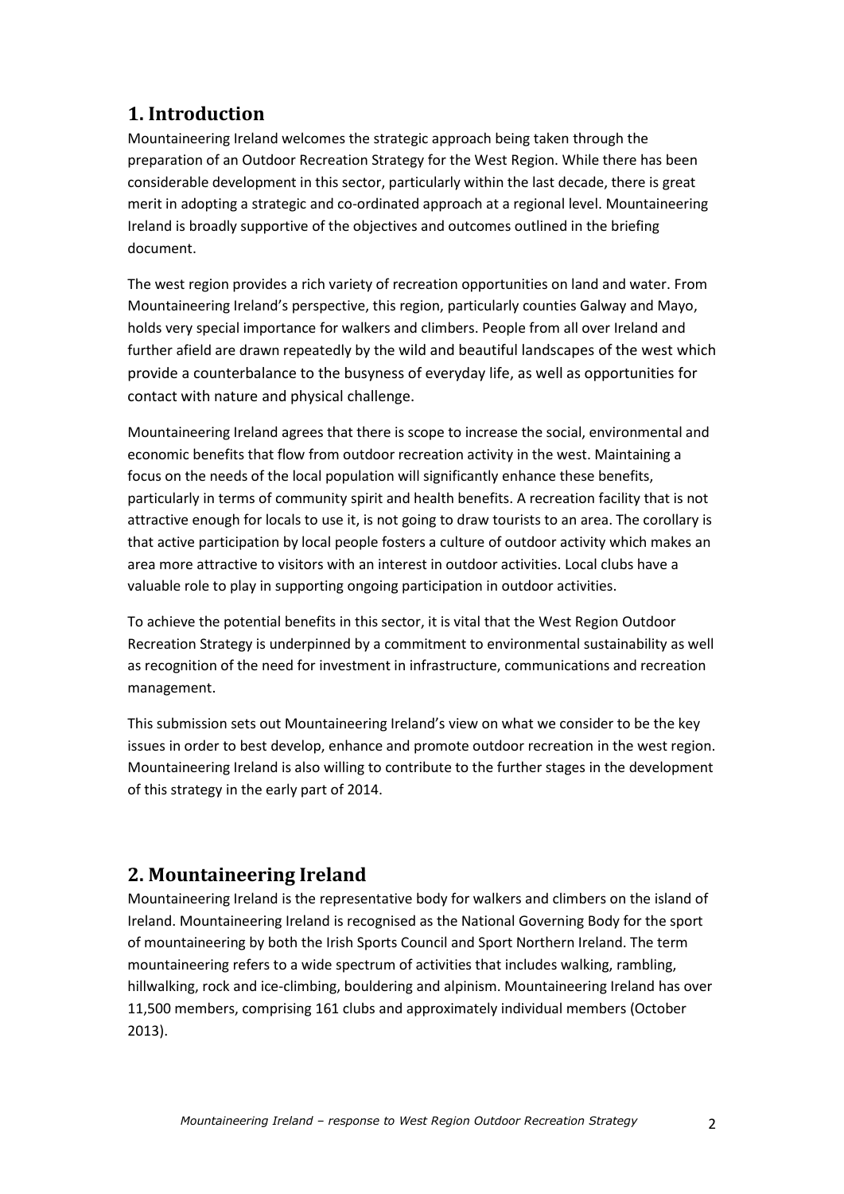## 1. Introduction

Mountaineering Ireland welcomes the strategic approach being taken through the preparation of an Outdoor Recreation Strategy for the West Region. While there has been considerable development in this sector, particularly within the last decade, there is great merit in adopting a strategic and co-ordinated approach at a regional level. Mountaineering Ireland is broadly supportive of the objectives and outcomes outlined in the briefing document.

The west region provides a rich variety of recreation opportunities on land and water. From Mountaineering Ireland's perspective, this region, particularly counties Galway and Mayo, holds very special importance for walkers and climbers. People from all over Ireland and further afield are drawn repeatedly by the wild and beautiful landscapes of the west which provide a counterbalance to the busyness of everyday life, as well as opportunities for contact with nature and physical challenge.

Mountaineering Ireland agrees that there is scope to increase the social, environmental and economic benefits that flow from outdoor recreation activity in the west. Maintaining a focus on the needs of the local population will significantly enhance these benefits, particularly in terms of community spirit and health benefits. A recreation facility that is not attractive enough for locals to use it, is not going to draw tourists to an area. The corollary is that active participation by local people fosters a culture of outdoor activity which makes an area more attractive to visitors with an interest in outdoor activities. Local clubs have a valuable role to play in supporting ongoing participation in outdoor activities.

To achieve the potential benefits in this sector, it is vital that the West Region Outdoor Recreation Strategy is underpinned by a commitment to environmental sustainability as well as recognition of the need for investment in infrastructure, communications and recreation management.

This submission sets out Mountaineering Ireland's view on what we consider to be the key issues in order to best develop, enhance and promote outdoor recreation in the west region. Mountaineering Ireland is also willing to contribute to the further stages in the development of this strategy in the early part of 2014.

## 2. Mountaineering Ireland

Mountaineering Ireland is the representative body for walkers and climbers on the island of Ireland. Mountaineering Ireland is recognised as the National Governing Body for the sport of mountaineering by both the Irish Sports Council and Sport Northern Ireland. The term mountaineering refers to a wide spectrum of activities that includes walking, rambling, hillwalking, rock and ice-climbing, bouldering and alpinism. Mountaineering Ireland has over 11,500 members, comprising 161 clubs and approximately individual members (October 2013).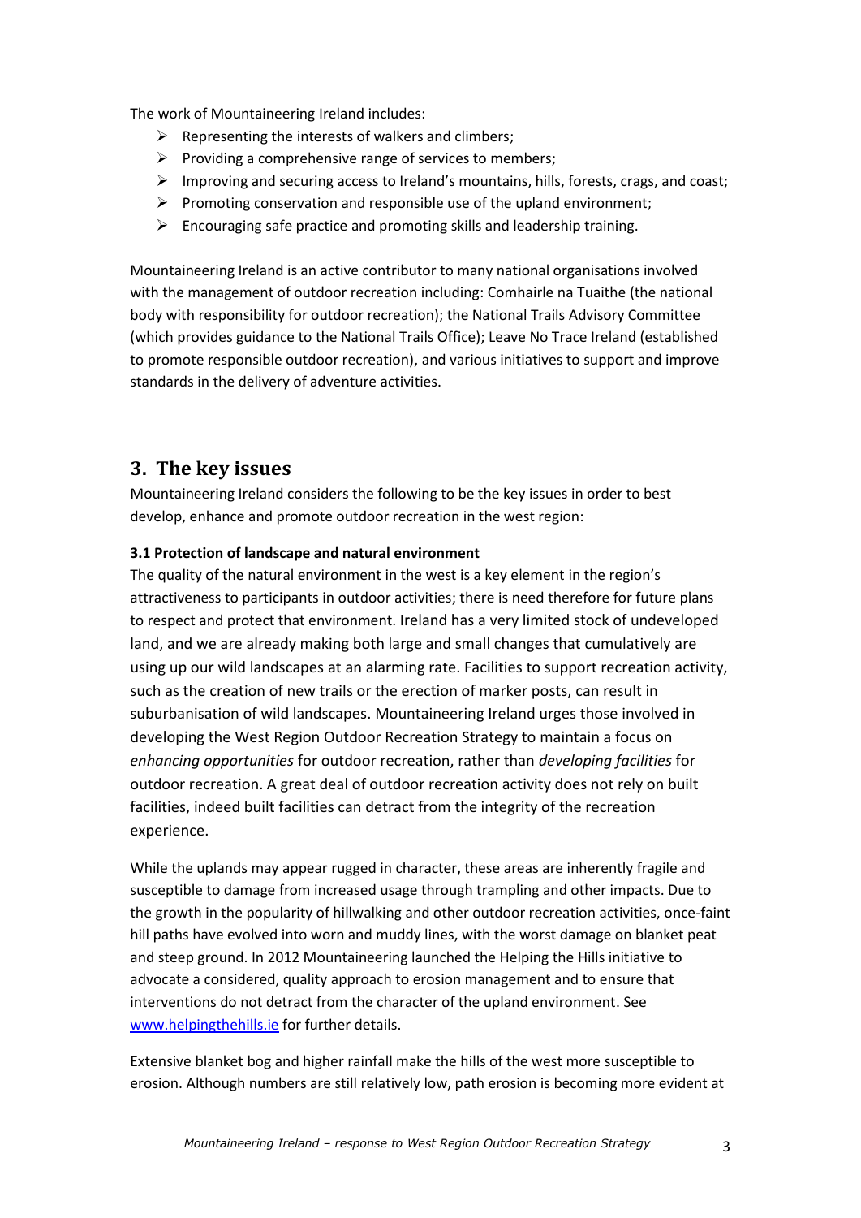The work of Mountaineering Ireland includes:

- Representing the interests of walkers and climbers;
- Providing a comprehensive range of services to members;
- Improving and securing access to Ireland's mountains, hills, forests, crags, and coast;
- Promoting conservation and responsible use of the upland environment;
- Encouraging safe practice and promoting skills and leadership training.

Mountaineering Ireland is an active contributor to many national organisations involved with the management of outdoor recreation including: Comhairle na Tuaithe (the national body with responsibility for outdoor recreation); the National Trails Advisory Committee (which provides guidance to the National Trails Office); Leave No Trace Ireland (established to promote responsible outdoor recreation), and various initiatives to support and improve standards in the delivery of adventure activities.

## 3. The key issues

Mountaineering Ireland considers the following to be the key issues in order to best develop, enhance and promote outdoor recreation in the west region:

**3.1 Protection of landscape and natural environment**

The quality of the natural environment in the west is a key element in the region's attractiveness to participants in outdoor activities; there is need therefore for future plans to respect and protect that environment. Ireland has a very limited stock of undeveloped land, and we are already making both large and small changes that cumulatively are using up our wild landscapes at an alarming rate. Facilities to support recreation activity, such as the creation of new trails or the erection of marker posts, can result in suburbanisation of wild landscapes. Mountaineering Ireland urges those involved in developing the West Region Outdoor Recreation Strategy to maintain a focus on *enhancing opportunities* for outdoor recreation, rather than *developing facilities* for outdoor recreation. A great deal of outdoor recreation activity does not rely on built facilities, indeed built facilities can detract from the integrity of the recreation experience.

While the uplands may appear rugged in character, these areas are inherently fragile and susceptible to damage from increased usage through trampling and other impacts. Due to the growth in the popularity of hillwalking and other outdoor recreation activities, once-faint hill paths have evolved into worn and muddy lines, with the worst damage on blanket peat and steep ground. In 2012 Mountaineering launched the Helping the Hills initiative to advocate a considered, quality approach to erosion management and to ensure that interventions do not detract from the character of the upland environment. See [www.helpingthehills.ie](www.helpingthehills.ie) for further details.

Extensive blanket bog and higher rainfall make the hills of the west more susceptible to erosion. Although numbers are still relatively low, path erosion is becoming more evident at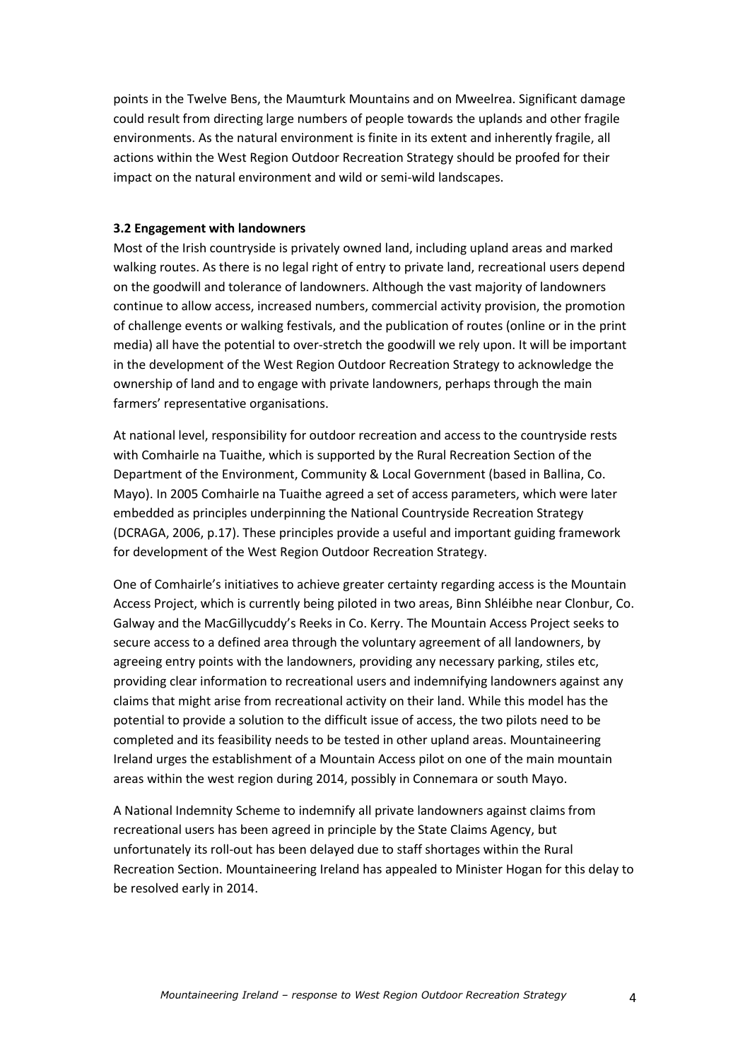points in the Twelve Bens, the Maumturk Mountains and on Mweelrea. Significant damage could result from directing large numbers of people towards the uplands and other fragile environments. As the natural environment is finite in its extent and inherently fragile, all actions within the West Region Outdoor Recreation Strategy should be proofed for their impact on the natural environment and wild or semi-wild landscapes.

**3.2 Engagement with landowners**

Most of the Irish countryside is privately owned land, including upland areas and marked walking routes. As there is no legal right of entry to private land, recreational users depend on the goodwill and tolerance of landowners. Although the vast majority of landowners continue to allow access, increased numbers, commercial activity provision, the promotion of challenge events or walking festivals, and the publication of routes (online or in the print media) all have the potential to over-stretch the goodwill we rely upon. It will be important in the development of the West Region Outdoor Recreation Strategy to acknowledge the ownership of land and to engage with private landowners, perhaps through the main farmers' representative organisations.

At national level, responsibility for outdoor recreation and access to the countryside rests with Comhairle na Tuaithe, which is supported by the Rural Recreation Section of the Department of the Environment, Community & Local Government (based in Ballina, Co. Mayo). In 2005 Comhairle na Tuaithe agreed a set of access parameters, which were later embedded as principles underpinning the National Countryside Recreation Strategy (DCRAGA, 2006, p.17). These principles provide a useful and important guiding framework for development of the West Region Outdoor Recreation Strategy.

One of Comhairle's initiatives to achieve greater certainty regarding access is the Mountain Access Project, which is currently being piloted in two areas, Binn Shléibhe near Clonbur, Co. Galway and the MacGillycuddy's Reeks in Co. Kerry. The Mountain Access Project seeks to secure access to a defined area through the voluntary agreement of all landowners, by agreeing entry points with the landowners, providing any necessary parking, stiles etc, providing clear information to recreational users and indemnifying landowners against any claims that might arise from recreational activity on their land. While this model has the potential to provide a solution to the difficult issue of access, the two pilots need to be completed and its feasibility needs to be tested in other upland areas. Mountaineering Ireland urges the establishment of a Mountain Access pilot on one of the main mountain areas within the west region during 2014, possibly in Connemara or south Mayo.

A National Indemnity Scheme to indemnify all private landowners against claims from recreational users has been agreed in principle by the State Claims Agency, but unfortunately its roll-out has been delayed due to staff shortages within the Rural Recreation Section. Mountaineering Ireland has appealed to Minister Hogan for this delay to be resolved early in 2014.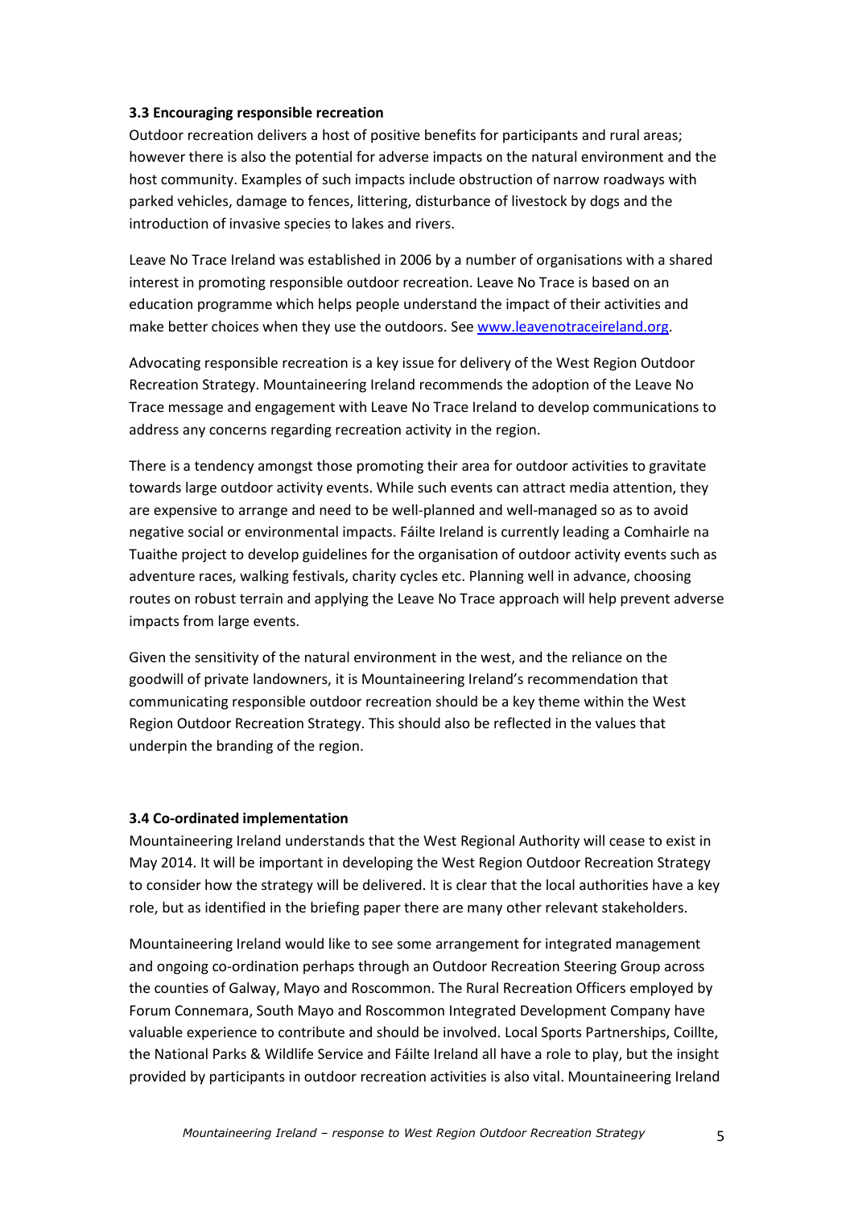### 3.3 Encouraging responsible recreation

Outdoor recreation delivers a host of positive benefits for participants and rural areas; however there is also the potential for adverse impacts on the natural environment and the host community. Examples of such impacts include obstruction of narrow roadways with parked vehicles, damage to fences, littering, disturbance of livestock by dogs and the introduction of invasive species to lakes and rivers.

Leave No Trace Ireland was established in 2006 by a number of organisations with a shared interest in promoting responsible outdoor recreation. Leave No Trace is based on an education programme which helps people understand the impact of their activities and make better choices when they use the outdoors. See [www.leavenotraceireland.org](http://www.leavenotraceireland.org).

Advocating responsible recreation is a key issue for delivery of the West Region Outdoor Recreation Strategy. Mountaineering Ireland recommends the adoption of the Leave No Trace message and engagement with Leave No Trace Ireland to develop communications to address any concerns regarding recreation activity in the region.

There is a tendency amongst those promoting their area for outdoor activities to gravitate towards large outdoor activity events. While such events can attract media attention, they are expensive to arrange and need to be well-planned and well-managed so as to avoid negative social or environmental impacts. Fáilte Ireland is currently leading a Comhairle na Tuaithe project to develop guidelines for the organisation of outdoor activity events such as adventure races, walking festivals, charity cycles etc. Planning well in advance, choosing routes on robust terrain and applying the Leave No Trace approach will help prevent adverse impacts from large events.

Given the sensitivity of the natural environment in the west, and the reliance on the goodwill of private landowners, it is Mountaineering Ireland's recommendation that communicating responsible outdoor recreation should be a key theme within the West Region Outdoor Recreation Strategy. This should also be reflected in the values that underpin the branding of the region.

### 3.4 Co-ordinated implementation

Mountaineering Ireland understands that the West Regional Authority will cease to exist in May 2014. It will be important in developing the West Region Outdoor Recreation Strategy to consider how the strategy will be delivered. It is clear that the local authorities have a key role, but as identified in the briefing paper there are many other relevant stakeholders.

Mountaineering Ireland would like to see some arrangement for integrated management and ongoing co-ordination perhaps through an Outdoor Recreation Steering Group across the counties of Galway, Mayo and Roscommon. The Rural Recreation Officers employed by Forum Connemara, South Mayo and Roscommon Integrated Development Company have valuable experience to contribute and should be involved. Local Sports Partnerships, Coillte, the National Parks & Wildlife Service and Fáilte Ireland all have a role to play, but the insight provided by participants in outdoor recreation activities is also vital. Mountaineering Ireland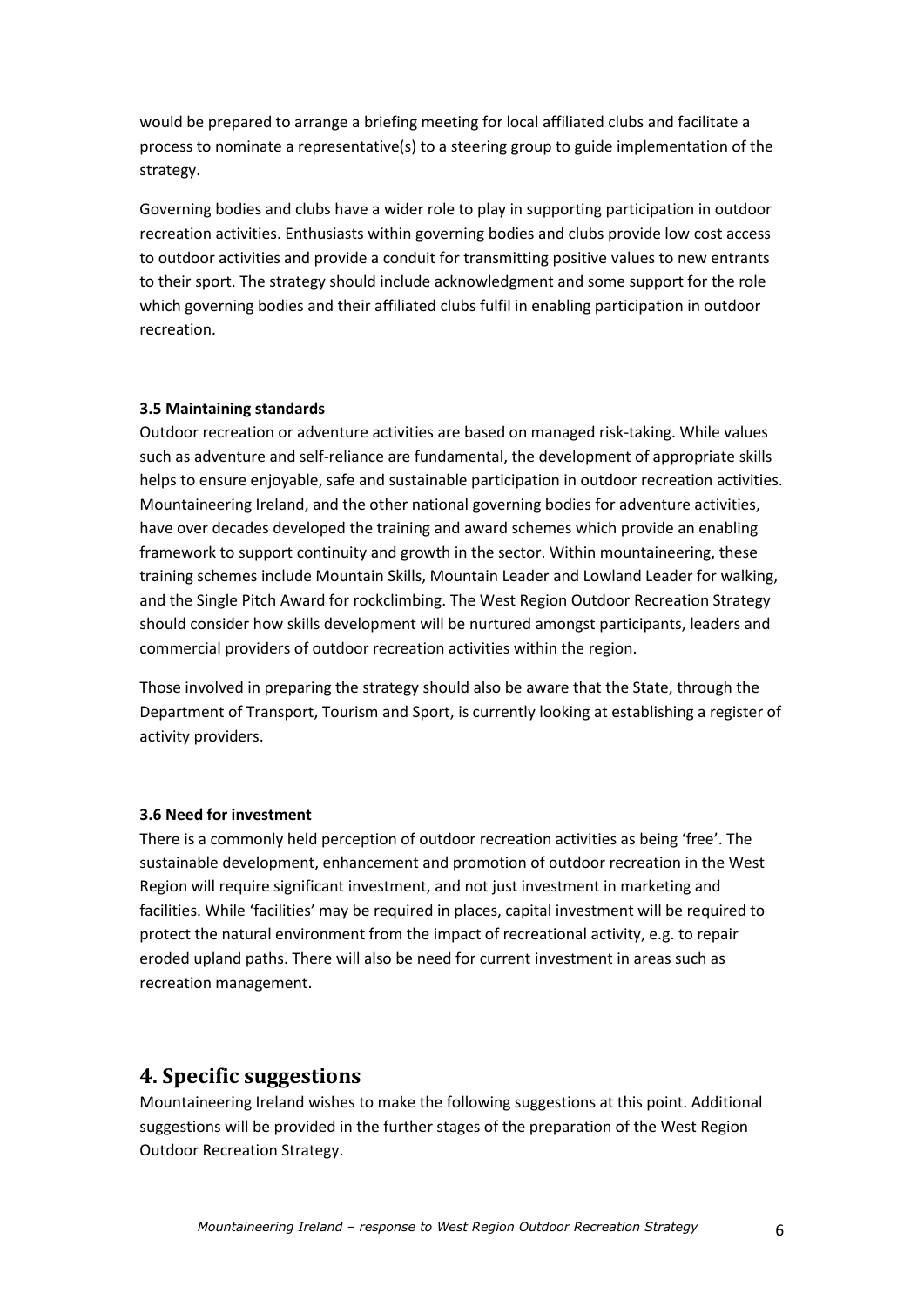would be prepared to arrange a briefing meeting for local affiliated clubs and facilitate a process to nominate a representative(s) to a steering group to guide implementation of the strategy.

Governing bodies and clubs have a wider role to play in supporting participation in outdoor recreation activities. Enthusiasts within governing bodies and clubs provide low cost access to outdoor activities and provide a conduit for transmitting positive values to new entrants to their sport. The strategy should include acknowledgment and some support for the role which governing bodies and their affiliated clubs fulfil in enabling participation in outdoor recreation.

### 3.5 Maintaining standards

Outdoor recreation or adventure activities are based on managed risk-taking. While values such as adventure and self-reliance are fundamental, the development of appropriate skills helps to ensure enjoyable, safe and sustainable participation in outdoor recreation activities. Mountaineering Ireland, and the other national governing bodies for adventure activities, have over decades developed the training and award schemes which provide an enabling framework to support continuity and growth in the sector. Within mountaineering, these training schemes include Mountain Skills, Mountain Leader and Lowland Leader for walking, and the Single Pitch Award for rockclimbing. The West Region Outdoor Recreation Strategy should consider how skills development will be nurtured amongst participants, leaders and commercial providers of outdoor recreation activities within the region.

Those involved in preparing the strategy should also be aware that the State, through the Department of Transport, Tourism and Sport, is currently looking at establishing a register of activity providers.

### 3.6 Need for investment

There is a commonly held perception of outdoor recreation activities as being 'free'. The sustainable development, enhancement and promotion of outdoor recreation in the West Region will require significant investment, and not just investment in marketing and facilities. While 'facilities' may be required in places, capital investment will be required to protect the natural environment from the impact of recreational activity, e.g. to repair eroded upland paths. There will also be need for current investment in areas such as recreation management.

## 4. Specific suggestions

Mountaineering Ireland wishes to make the following suggestions at this point. Additional suggestions will be provided in the further stages of the preparation of the West Region Outdoor Recreation Strategy.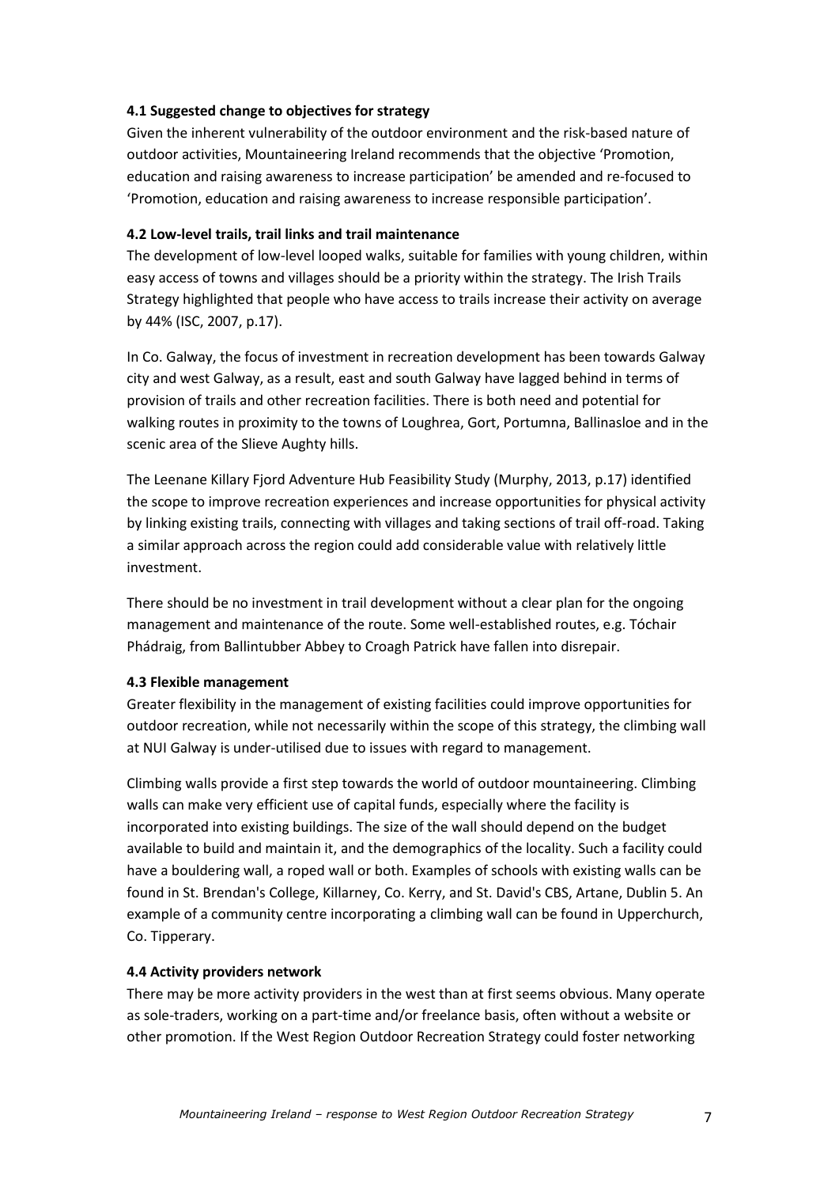**4.1 Suggested change to objectives for strategy**

Given the inherent vulnerability of the outdoor environment and the risk-based nature of outdoor activities, Mountaineering Ireland recommends that the objective 'Promotion, education and raising awareness to increase participation' be amended and re-focused to 'Promotion, education and raising awareness to increase responsible participation'.

**4.2 Low-level trails, trail links and trail maintenance**

The development of low-level looped walks, suitable for families with young children, within easy access of towns and villages should be a priority within the strategy. The Irish Trails Strategy highlighted that people who have access to trails increase their activity on average by 44% (ISC, 2007, p.17).

In Co. Galway, the focus of investment in recreation development has been towards Galway city and west Galway, as a result, east and south Galway have lagged behind in terms of provision of trails and other recreation facilities. There is both need and potential for walking routes in proximity to the towns of Loughrea, Gort, Portumna, Ballinasloe and in the scenic area of the Slieve Aughty hills.

The Leenane Killary Fjord Adventure Hub Feasibility Study (Murphy, 2013, p.17) identified the scope to improve recreation experiences and increase opportunities for physical activity by linking existing trails, connecting with villages and taking sections of trail off-road. Taking a similar approach across the region could add considerable value with relatively little investment.

There should be no investment in trail development without a clear plan for the ongoing management and maintenance of the route. Some well-established routes, e.g. Tóchair Phádraig, from Ballintubber Abbey to Croagh Patrick have fallen into disrepair.

**4.3 Flexible management**

Greater flexibility in the management of existing facilities could improve opportunities for outdoor recreation, while not necessarily within the scope of this strategy, the climbing wall at NUI Galway is under-utilised due to issues with regard to management.

Climbing walls provide a first step towards the world of outdoor mountaineering. Climbing walls can make very efficient use of capital funds, especially where the facility is incorporated into existing buildings. The size of the wall should depend on the budget available to build and maintain it, and the demographics of the locality. Such a facility could have a bouldering wall, a roped wall or both. Examples of schools with existing walls can be found in St. Brendan's College, Killarney, Co. Kerry, and St. David's CBS, Artane, Dublin 5. An example of a community centre incorporating a climbing wall can be found in Upperchurch, Co. Tipperary.

**4.4 Activity providers network**

There may be more activity providers in the west than at first seems obvious. Many operate as sole-traders, working on a part-time and/or freelance basis, often without a website or other promotion. If the West Region Outdoor Recreation Strategy could foster networking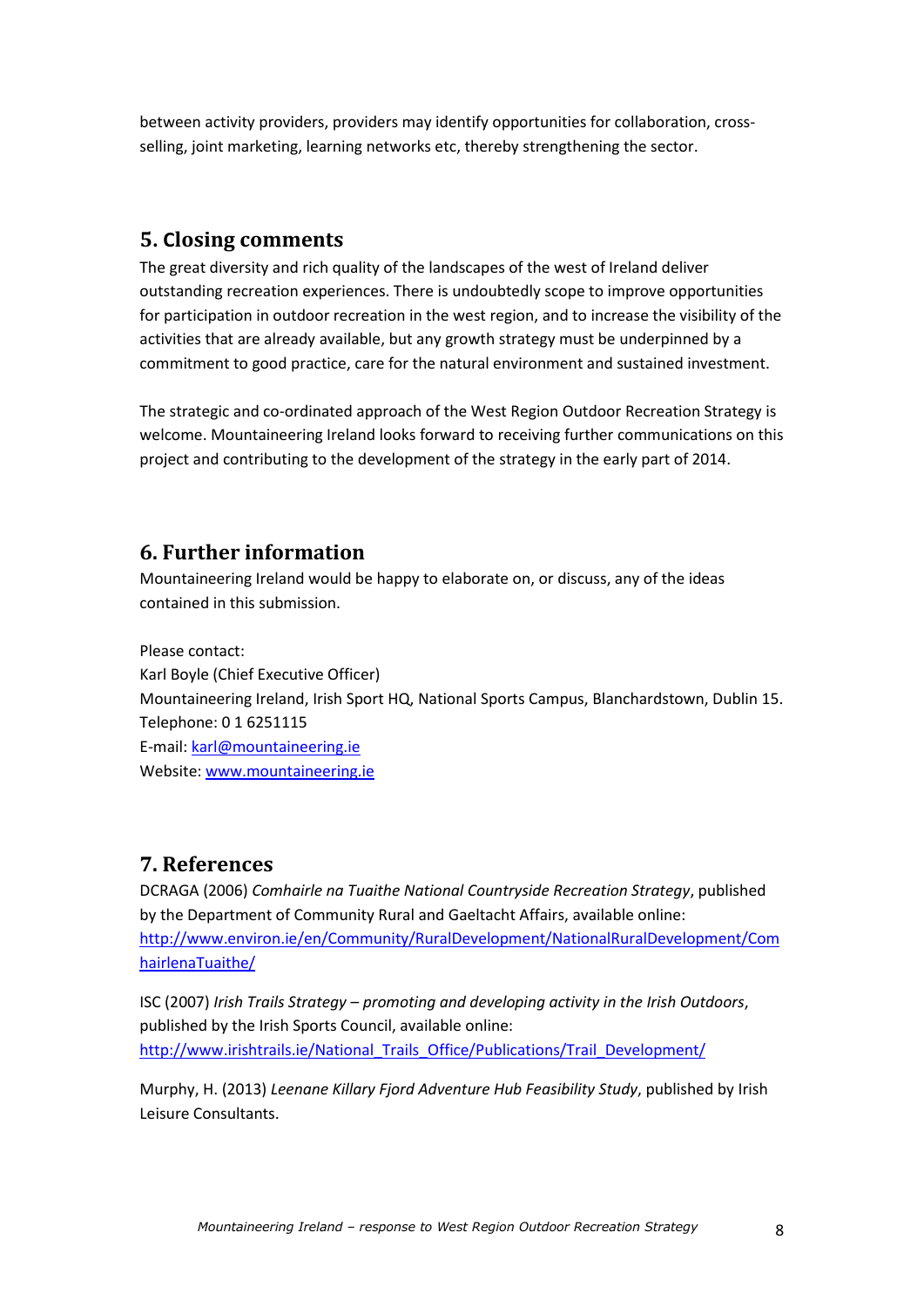between activity providers, providers may identify opportunities for collaboration, cross-selling, joint marketing, learning networks etc, thereby strengthening the sector.

## 5. Closing comments

The great diversity and rich quality of the landscapes of the west of Ireland deliver outstanding recreation experiences. There is undoubtedly scope to improve opportunities for participation in outdoor recreation in the west region, and to increase the visibility of the activities that are already available, but any growth strategy must be underpinned by a commitment to good practice, care for the natural environment and sustained investment.

The strategic and co-ordinated approach of the West Region Outdoor Recreation Strategy is welcome. Mountaineering Ireland looks forward to receiving further communications on this project and contributing to the development of the strategy in the early part of 2014.

## 6. Further information

Mountaineering Ireland would be happy to elaborate on, or discuss, any of the ideas contained in this submission.

Please contact:
Karl Boyle (Chief Executive Officer)
Mountaineering Ireland, Irish Sport HQ, National Sports Campus, Blanchardstown, Dublin 15.
Telephone: 0 1 6251115
E-mail: karl@mountaineering.ie
Website: www.mountaineering.ie

## 7. References

DCRAGA (2006) *Comhairle na Tuaithe National Countryside Recreation Strategy*, published by the Department of Community Rural and Gaeltacht Affairs, available online: http://www.environ.ie/en/Community/RuralDevelopment/NationalRuralDevelopment/ComhairlenaTuaithe/

ISC (2007) *Irish Trails Strategy – promoting and developing activity in the Irish Outdoors*, published by the Irish Sports Council, available online: http://www.irishtrails.ie/National_Trails_Office/Publications/Trail_Development/

Murphy, H. (2013) *Leenane Killary Fjord Adventure Hub Feasibility Study*, published by Irish Leisure Consultants.